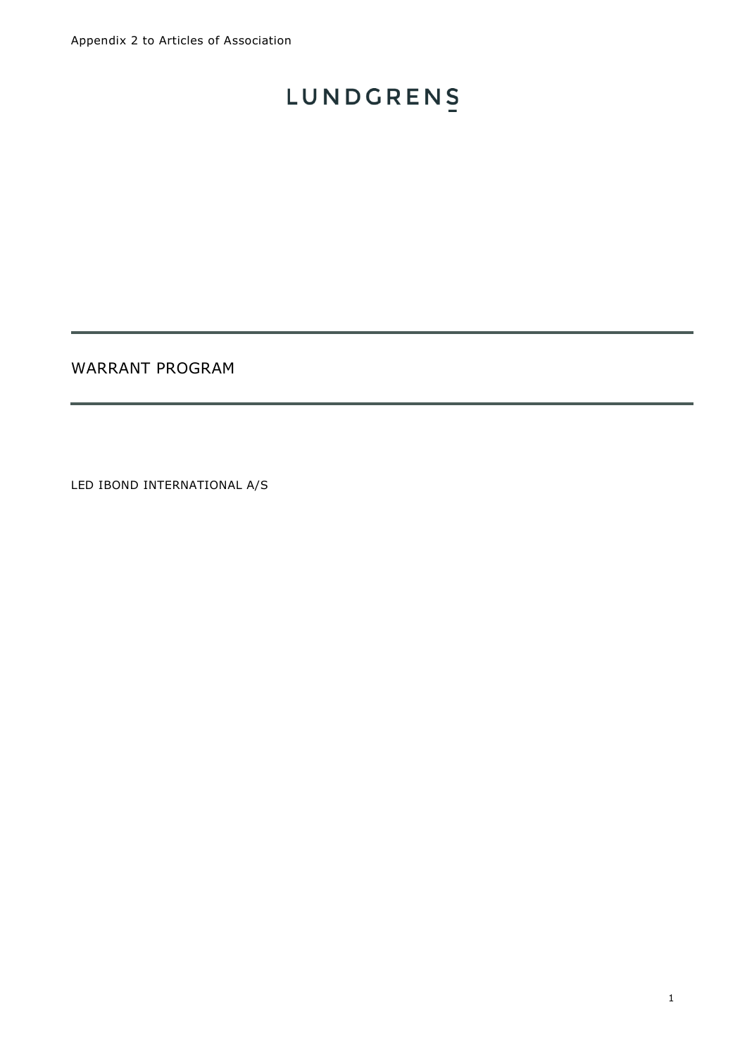Appendix 2 to Articles of Association

LUNDGRENS

# WARRANT PROGRAM

LED IBOND INTERNATIONAL A/S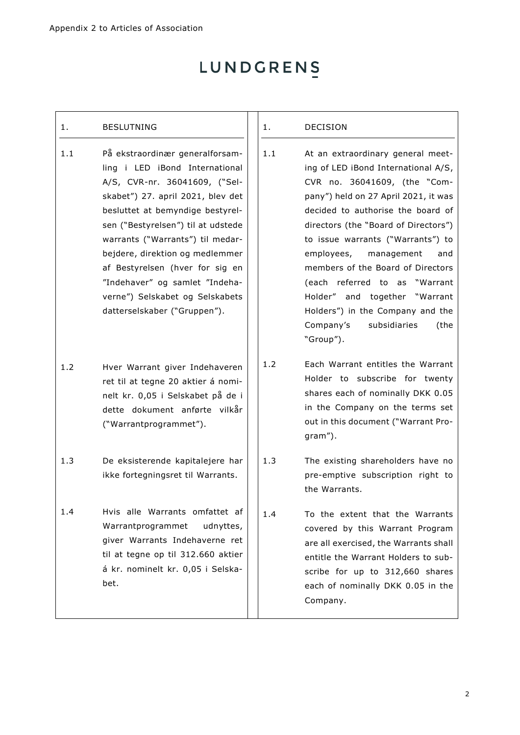LUNDGRENS

| 1. BESLUTNING | 1. DECISION |
|---|---|
| 1.1 På ekstraordinær generalforsamling i LED iBond International A/S, CVR-nr. 36041609, ("Selskabet") 27. april 2021, blev det besluttet at bemyndige bestyrelsen ("Bestyrelsen") til at udstede warrants ("Warrants") til medarbejdere, direktion og medlemmer af Bestyrelsen (hver for sig en "Indehaver" og samlet "Indehaverne") Selskabet og Selskabets datterselskaber ("Gruppen"). | 1.1 At an extraordinary general meeting of LED iBond International A/S, CVR no. 36041609, (the "Company") held on 27 April 2021, it was decided to authorise the board of directors (the "Board of Directors") to issue warrants ("Warrants") to employees, management and members of the Board of Directors (each referred to as "Warrant Holder" and together "Warrant Holders") in the Company and the Company's subsidiaries (the "Group"). |
| 1.2 Hver Warrant giver Indehaveren ret til at tegne 20 aktier á nominelt kr. 0,05 i Selskabet på de i dette dokument anførte vilkår ("Warrantprogrammet"). | 1.2 Each Warrant entitles the Warrant Holder to subscribe for twenty shares each of nominally DKK 0.05 in the Company on the terms set out in this document ("Warrant Program"). |
| 1.3 De eksisterende kapitalejere har ikke fortegningsret til Warrants. | 1.3 The existing shareholders have no pre-emptive subscription right to the Warrants. |
| 1.4 Hvis alle Warrants omfattet af Warrantprogrammet udnyttes, giver Warrants Indehaverne ret til at tegne op til 312.660 aktier á kr. nominelt kr. 0,05 i Selskabet. | 1.4 To the extent that the Warrants covered by this Warrant Program are all exercised, the Warrants shall entitle the Warrant Holders to subscribe for up to 312,660 shares each of nominally DKK 0.05 in the Company. |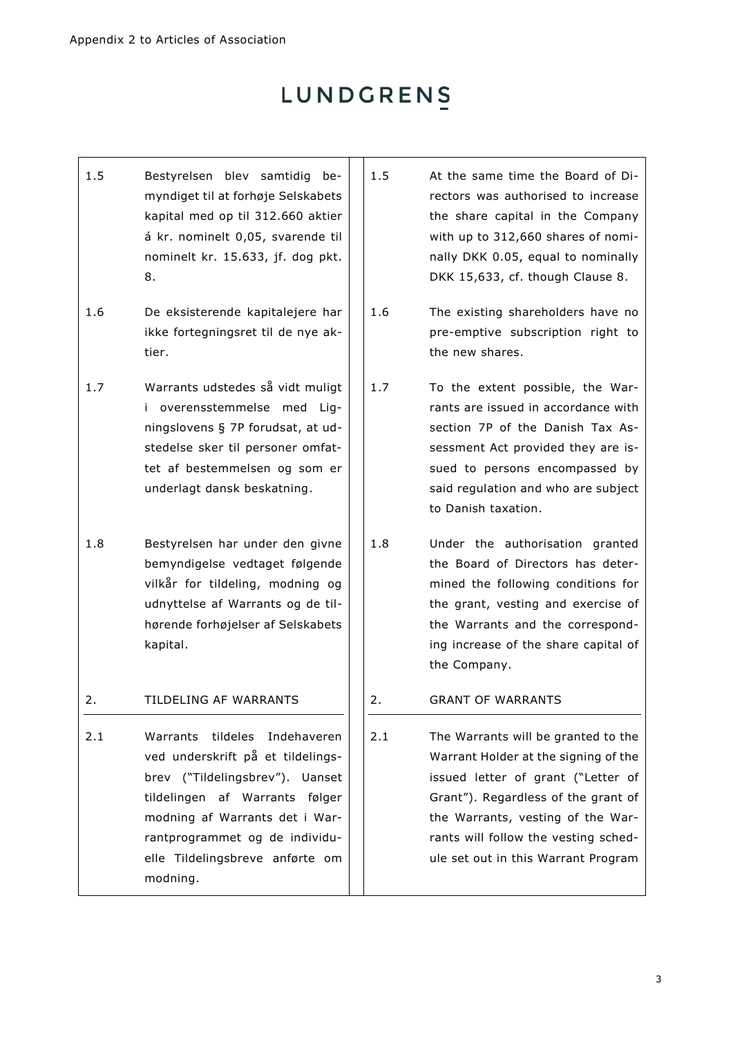| | Danish | | English |
|---|---|---|---|
| 1.5 | Bestyrelsen blev samtidig bemyndiget til at forhøje Selskabets kapital med op til 312.660 aktier á kr. nominelt 0,05, svarende til nominelt kr. 15.633, jf. dog pkt. 8. | 1.5 | At the same time the Board of Directors was authorised to increase the share capital in the Company with up to 312,660 shares of nominally DKK 0.05, equal to nominally DKK 15,633, cf. though Clause 8. |
| 1.6 | De eksisterende kapitalejere har ikke fortegningsret til de nye aktier. | 1.6 | The existing shareholders have no pre-emptive subscription right to the new shares. |
| 1.7 | Warrants udstedes så vidt muligt i overensstemmelse med Ligningslovens § 7P forudsat, at udstedelse sker til personer omfattet af bestemmelsen og som er underlagt dansk beskatning. | 1.7 | To the extent possible, the Warrants are issued in accordance with section 7P of the Danish Tax Assessment Act provided they are issued to persons encompassed by said regulation and who are subject to Danish taxation. |
| 1.8 | Bestyrelsen har under den givne bemyndigelse vedtaget følgende vilkår for tildeling, modning og udnyttelse af Warrants og de tilhørende forhøjelser af Selskabets kapital. | 1.8 | Under the authorisation granted the Board of Directors has determined the following conditions for the grant, vesting and exercise of the Warrants and the corresponding increase of the share capital of the Company. |
| 2. | TILDELING AF WARRANTS | 2. | GRANT OF WARRANTS |
| 2.1 | Warrants tildeles Indehaveren ved underskrift på et tildelingsbrev ("Tildelingsbrev"). Uanset tildelingen af Warrants følger modning af Warrants det i Warrantprogrammet og de individuelle Tildelingsbreve anførte om modning. | 2.1 | The Warrants will be granted to the Warrant Holder at the signing of the issued letter of grant ("Letter of Grant"). Regardless of the grant of the Warrants, vesting of the Warrants will follow the vesting schedule set out in this Warrant Program |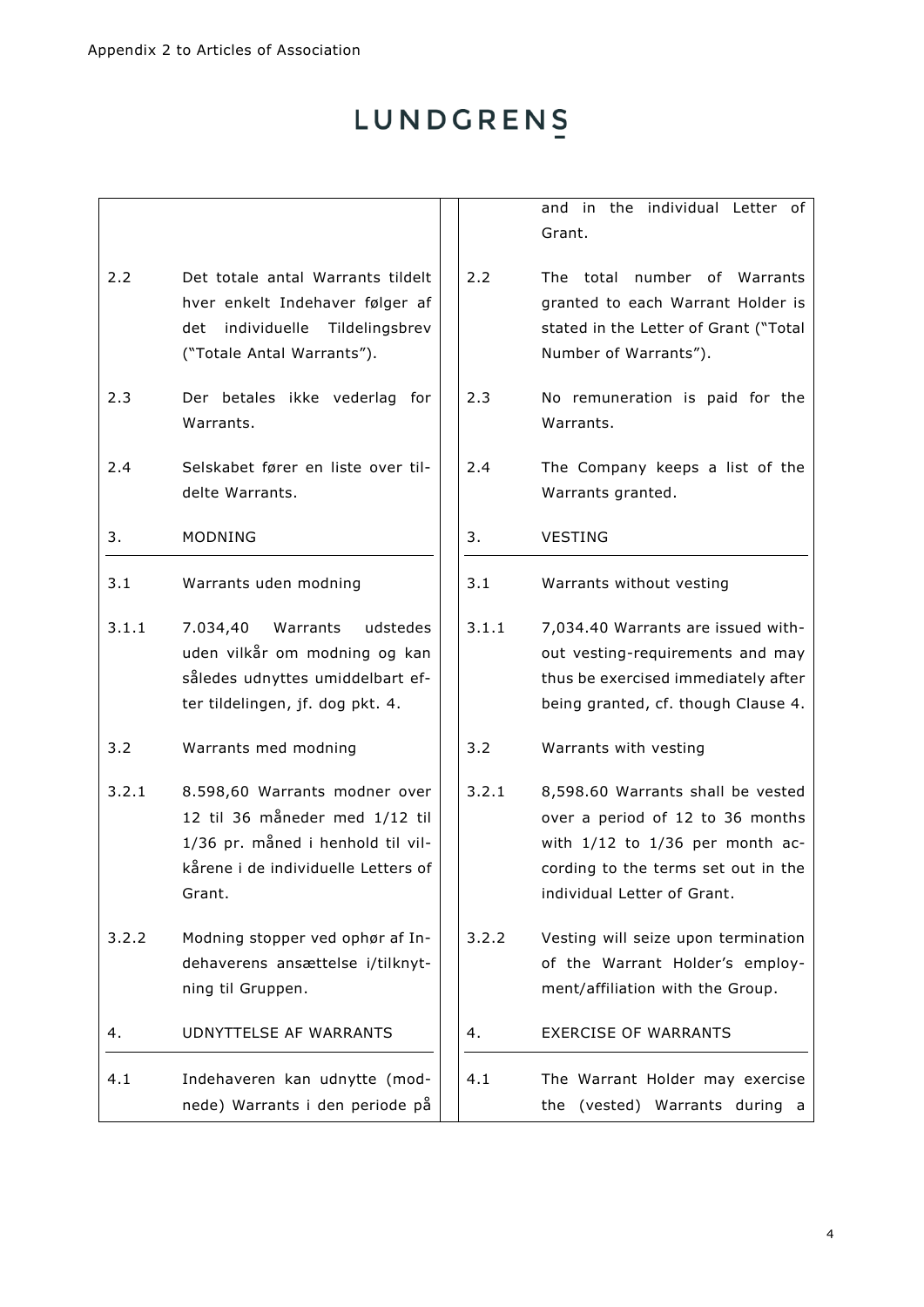Appendix 2 to Articles of Association

LUNDGRENS

| | | | |
|---|---|---|---|
| | | | and in the individual Letter of Grant. |
| 2.2 | Det totale antal Warrants tildelt hver enkelt Indehaver følger af det individuelle Tildelingsbrev ("Totale Antal Warrants"). | 2.2 | The total number of Warrants granted to each Warrant Holder is stated in the Letter of Grant ("Total Number of Warrants"). |
| 2.3 | Der betales ikke vederlag for Warrants. | 2.3 | No remuneration is paid for the Warrants. |
| 2.4 | Selskabet fører en liste over tildelte Warrants. | 2.4 | The Company keeps a list of the Warrants granted. |
| 3. | MODNING | 3. | VESTING |
| 3.1 | Warrants uden modning | 3.1 | Warrants without vesting |
| 3.1.1 | 7.034,40 Warrants udstedes uden vilkår om modning og kan således udnyttes umiddelbart efter tildelingen, jf. dog pkt. 4. | 3.1.1 | 7,034.40 Warrants are issued without vesting-requirements and may thus be exercised immediately after being granted, cf. though Clause 4. |
| 3.2 | Warrants med modning | 3.2 | Warrants with vesting |
| 3.2.1 | 8.598,60 Warrants modner over 12 til 36 måneder med 1/12 til 1/36 pr. måned i henhold til vilkårene i de individuelle Letters of Grant. | 3.2.1 | 8,598.60 Warrants shall be vested over a period of 12 to 36 months with 1/12 to 1/36 per month according to the terms set out in the individual Letter of Grant. |
| 3.2.2 | Modning stopper ved ophør af Indehaverens ansættelse i/tilknytning til Gruppen. | 3.2.2 | Vesting will seize upon termination of the Warrant Holder's employment/affiliation with the Group. |
| 4. | UDNYTTELSE AF WARRANTS | 4. | EXERCISE OF WARRANTS |
| 4.1 | Indehaveren kan udnytte (modnede) Warrants i den periode på | 4.1 | The Warrant Holder may exercise the (vested) Warrants during a |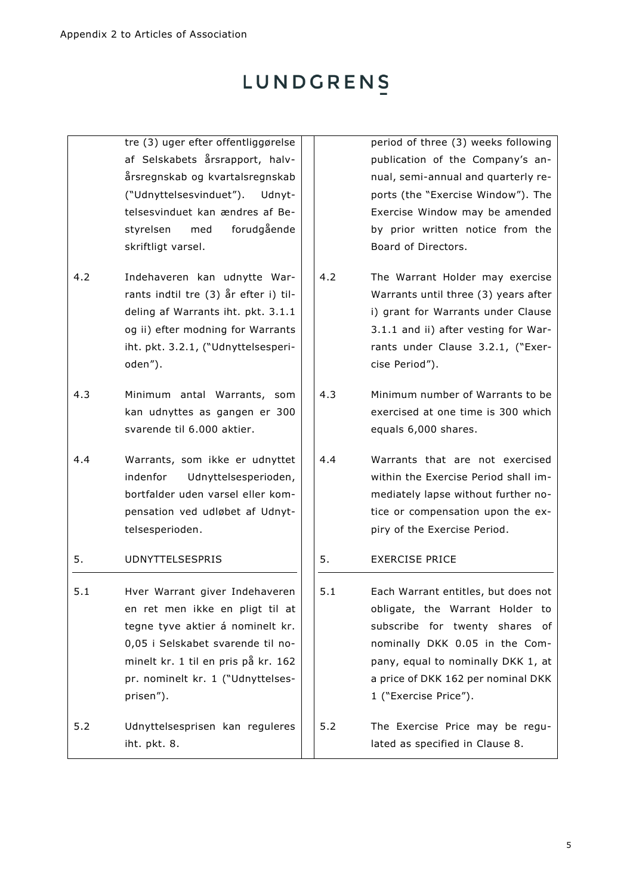| | Danish | | English |
|---|---|---|---|
| | tre (3) uger efter offentliggørelse af Selskabets årsrapport, halvårsregnskab og kvartalsregnskab ("Udnyttelsesvinduet"). Udnyttelsesvinduet kan ændres af Bestyrelsen med forudgående skriftligt varsel. | | period of three (3) weeks following publication of the Company's annual, semi-annual and quarterly reports (the "Exercise Window"). The Exercise Window may be amended by prior written notice from the Board of Directors. |
| 4.2 | Indehaveren kan udnytte Warrants indtil tre (3) år efter i) tildeling af Warrants iht. pkt. 3.1.1 og ii) efter modning for Warrants iht. pkt. 3.2.1, ("Udnyttelsesperioden"). | 4.2 | The Warrant Holder may exercise Warrants until three (3) years after i) grant for Warrants under Clause 3.1.1 and ii) after vesting for Warrants under Clause 3.2.1, ("Exercise Period"). |
| 4.3 | Minimum antal Warrants, som kan udnyttes as gangen er 300 svarende til 6.000 aktier. | 4.3 | Minimum number of Warrants to be exercised at one time is 300 which equals 6,000 shares. |
| 4.4 | Warrants, som ikke er udnyttet indenfor Udnyttelsesperioden, bortfalder uden varsel eller kompensation ved udløbet af Udnyttelsesperioden. | 4.4 | Warrants that are not exercised within the Exercise Period shall immediately lapse without further notice or compensation upon the expiry of the Exercise Period. |
| **5.** | **UDNYTTELSESPRIS** | **5.** | **EXERCISE PRICE** |
| 5.1 | Hver Warrant giver Indehaveren en ret men ikke en pligt til at tegne tyve aktier á nominelt kr. 0,05 i Selskabet svarende til nominelt kr. 1 til en pris på kr. 162 pr. nominelt kr. 1 ("Udnyttelsesprisen"). | 5.1 | Each Warrant entitles, but does not obligate, the Warrant Holder to subscribe for twenty shares of nominally DKK 0.05 in the Company, equal to nominally DKK 1, at a price of DKK 162 per nominal DKK 1 ("Exercise Price"). |
| 5.2 | Udnyttelsesprisen kan reguleres iht. pkt. 8. | 5.2 | The Exercise Price may be regulated as specified in Clause 8. |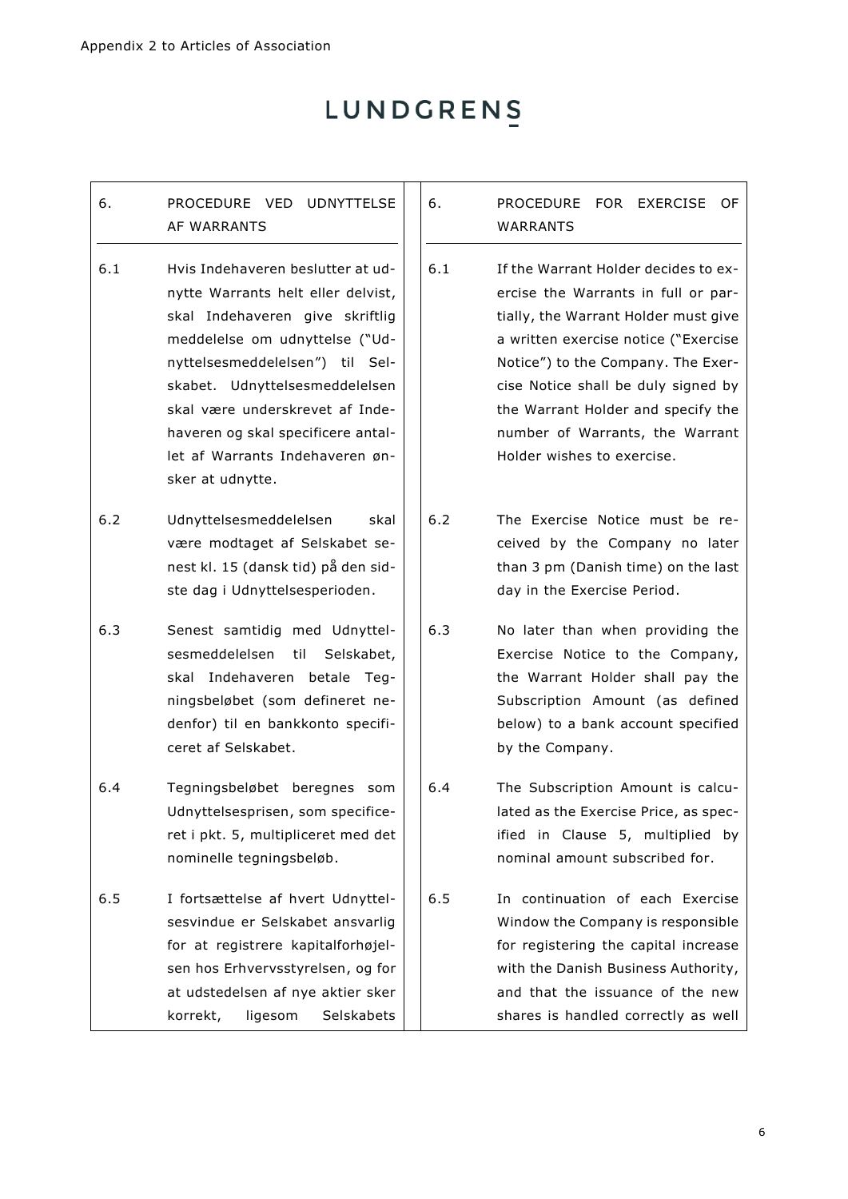Appendix 2 to Articles of Association

LUNDGRENS

| 6. | PROCEDURE VED UDNYTTELSE AF WARRANTS | 6. | PROCEDURE FOR EXERCISE OF WARRANTS |
|---|---|---|---|
| 6.1 | Hvis Indehaveren beslutter at udnytte Warrants helt eller delvist, skal Indehaveren give skriftlig meddelelse om udnyttelse ("Udnyttelsesmeddelelsen") til Selskabet. Udnyttelsesmeddelelsen skal være underskrevet af Indehaveren og skal specificere antallet af Warrants Indehaveren ønsker at udnytte. | 6.1 | If the Warrant Holder decides to exercise the Warrants in full or partially, the Warrant Holder must give a written exercise notice ("Exercise Notice") to the Company. The Exercise Notice shall be duly signed by the Warrant Holder and specify the number of Warrants, the Warrant Holder wishes to exercise. |
| 6.2 | Udnyttelsesmeddelelsen skal være modtaget af Selskabet senest kl. 15 (dansk tid) på den sidste dag i Udnyttelsesperioden. | 6.2 | The Exercise Notice must be received by the Company no later than 3 pm (Danish time) on the last day in the Exercise Period. |
| 6.3 | Senest samtidig med Udnyttelsesmeddelelsen til Selskabet, skal Indehaveren betale Tegningsbeløbet (som defineret nedenfor) til en bankkonto specificeret af Selskabet. | 6.3 | No later than when providing the Exercise Notice to the Company, the Warrant Holder shall pay the Subscription Amount (as defined below) to a bank account specified by the Company. |
| 6.4 | Tegningsbeløbet beregnes som Udnyttelsesprisen, som specificeret i pkt. 5, multipliceret med det nominelle tegningsbeløb. | 6.4 | The Subscription Amount is calculated as the Exercise Price, as specified in Clause 5, multiplied by nominal amount subscribed for. |
| 6.5 | I fortsættelse af hvert Udnyttelsesvindue er Selskabet ansvarlig for at registrere kapitalforhøjelsen hos Erhvervsstyrelsen, og for at udstedelsen af nye aktier sker korrekt, ligesom Selskabets | 6.5 | In continuation of each Exercise Window the Company is responsible for registering the capital increase with the Danish Business Authority, and that the issuance of the new shares is handled correctly as well |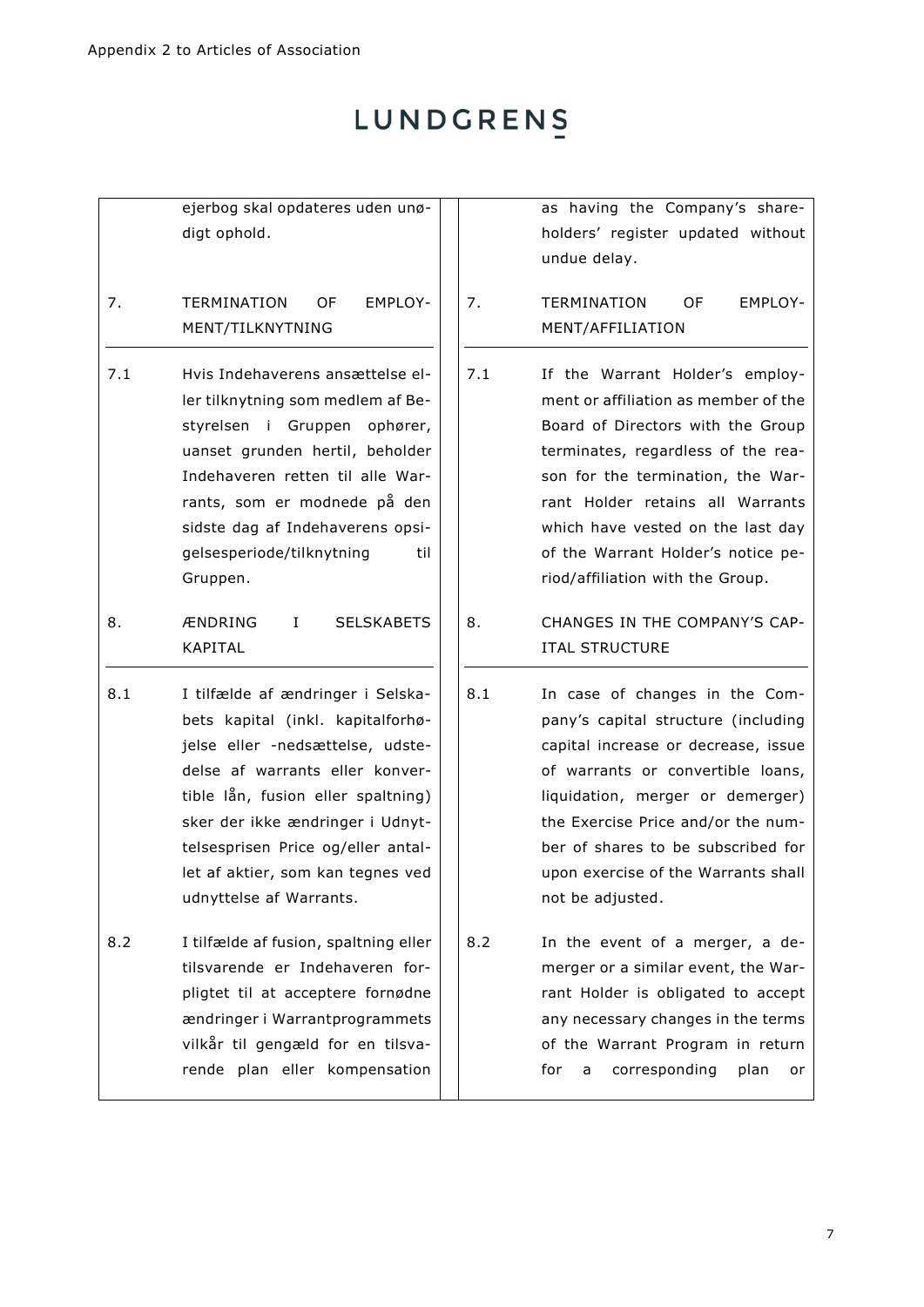| | Danish | | English |
|---|---|---|---|
| | ejerbog skal opdateres uden unødigt ophold. | | as having the Company's shareholders' register updated without undue delay. |
| 7. | TERMINATION OF EMPLOYMENT/TILKNYTNING | 7. | TERMINATION OF EMPLOYMENT/AFFILIATION |
| 7.1 | Hvis Indehaverens ansættelse eller tilknytning som medlem af Bestyrelsen i Gruppen ophører, uanset grunden hertil, beholder Indehaveren retten til alle Warrants, som er modnede på den sidste dag af Indehaverens opsigelsesperiode/tilknytning til Gruppen. | 7.1 | If the Warrant Holder's employment or affiliation as member of the Board of Directors with the Group terminates, regardless of the reason for the termination, the Warrant Holder retains all Warrants which have vested on the last day of the Warrant Holder's notice period/affiliation with the Group. |
| 8. | ÆNDRING I SELSKABETS KAPITAL | 8. | CHANGES IN THE COMPANY'S CAPITAL STRUCTURE |
| 8.1 | I tilfælde af ændringer i Selskabets kapital (inkl. kapitalforhøjelse eller -nedsættelse, udstedelse af warrants eller konvertible lån, fusion eller spaltning) sker der ikke ændringer i Udnyttelsesprisen Price og/eller antallet af aktier, som kan tegnes ved udnyttelse af Warrants. | 8.1 | In case of changes in the Company's capital structure (including capital increase or decrease, issue of warrants or convertible loans, liquidation, merger or demerger) the Exercise Price and/or the number of shares to be subscribed for upon exercise of the Warrants shall not be adjusted. |
| 8.2 | I tilfælde af fusion, spaltning eller tilsvarende er Indehaveren forpligtet til at acceptere fornødne ændringer i Warrantprogrammets vilkår til gengæld for en tilsvarende plan eller kompensation | 8.2 | In the event of a merger, a demerger or a similar event, the Warrant Holder is obligated to accept any necessary changes in the terms of the Warrant Program in return for a corresponding plan or |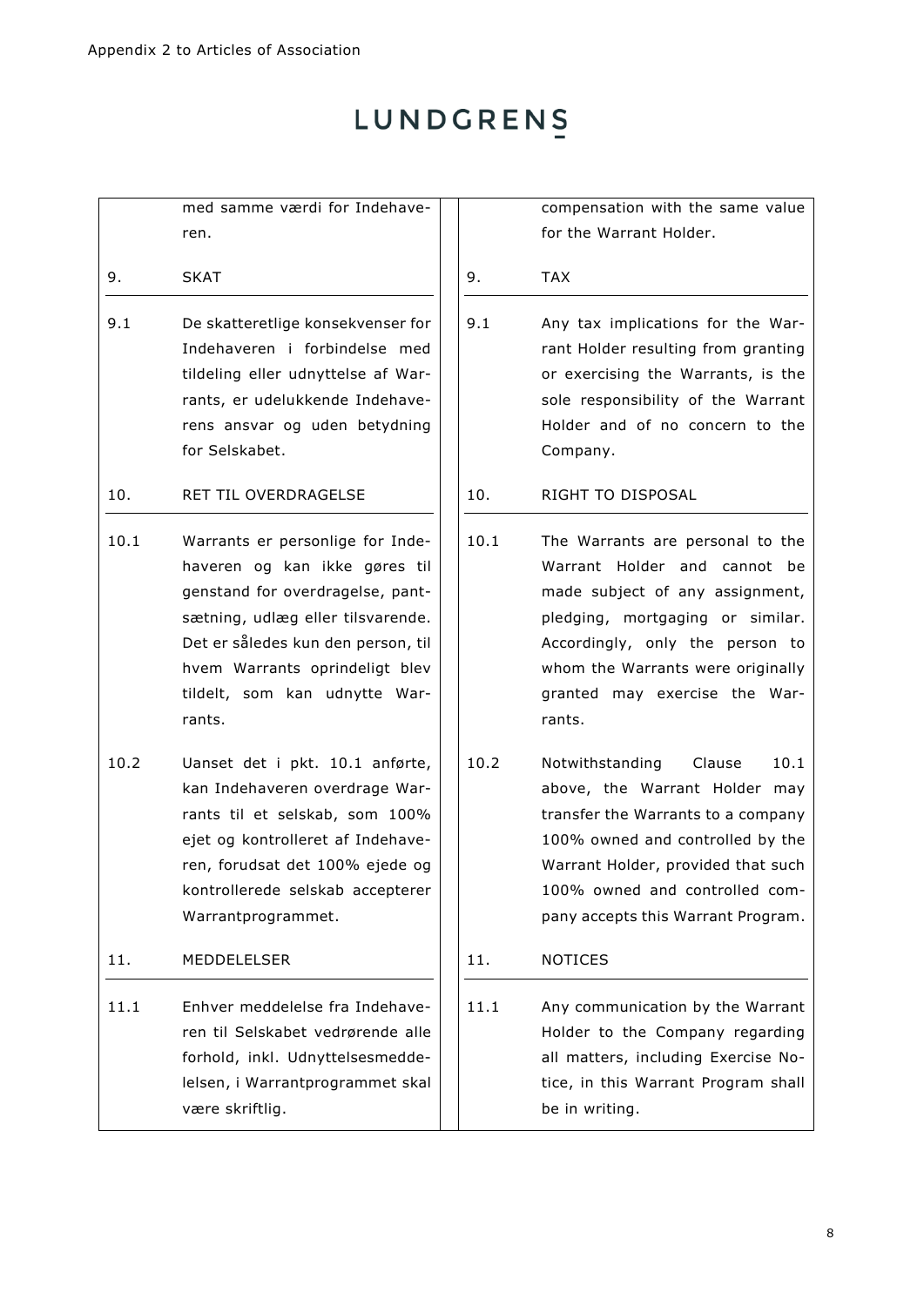| Dansk | | English | |
|---|---|---|---|
| | med samme værdi for Indehaveren. | | compensation with the same value for the Warrant Holder. |
| **9.** | **SKAT** | **9.** | **TAX** |
| 9.1 | De skatteretlige konsekvenser for Indehaveren i forbindelse med tildeling eller udnyttelse af Warrants, er udelukkende Indehaverens ansvar og uden betydning for Selskabet. | 9.1 | Any tax implications for the Warrant Holder resulting from granting or exercising the Warrants, is the sole responsibility of the Warrant Holder and of no concern to the Company. |
| **10.** | **RET TIL OVERDRAGELSE** | **10.** | **RIGHT TO DISPOSAL** |
| 10.1 | Warrants er personlige for Indehaveren og kan ikke gøres til genstand for overdragelse, pantsætning, udlæg eller tilsvarende. Det er således kun den person, til hvem Warrants oprindeligt blev tildelt, som kan udnytte Warrants. | 10.1 | The Warrants are personal to the Warrant Holder and cannot be made subject of any assignment, pledging, mortgaging or similar. Accordingly, only the person to whom the Warrants were originally granted may exercise the Warrants. |
| 10.2 | Uanset det i pkt. 10.1 anførte, kan Indehaveren overdrage Warrants til et selskab, som 100% ejet og kontrolleret af Indehaveren, forudsat det 100% ejede og kontrollerede selskab accepterer Warrantprogrammet. | 10.2 | Notwithstanding Clause 10.1 above, the Warrant Holder may transfer the Warrants to a company 100% owned and controlled by the Warrant Holder, provided that such 100% owned and controlled company accepts this Warrant Program. |
| **11.** | **MEDDELELSER** | **11.** | **NOTICES** |
| 11.1 | Enhver meddelelse fra Indehaveren til Selskabet vedrørende alle forhold, inkl. Udnyttelsesmeddelelsen, i Warrantprogrammet skal være skriftlig. | 11.1 | Any communication by the Warrant Holder to the Company regarding all matters, including Exercise Notice, in this Warrant Program shall be in writing. |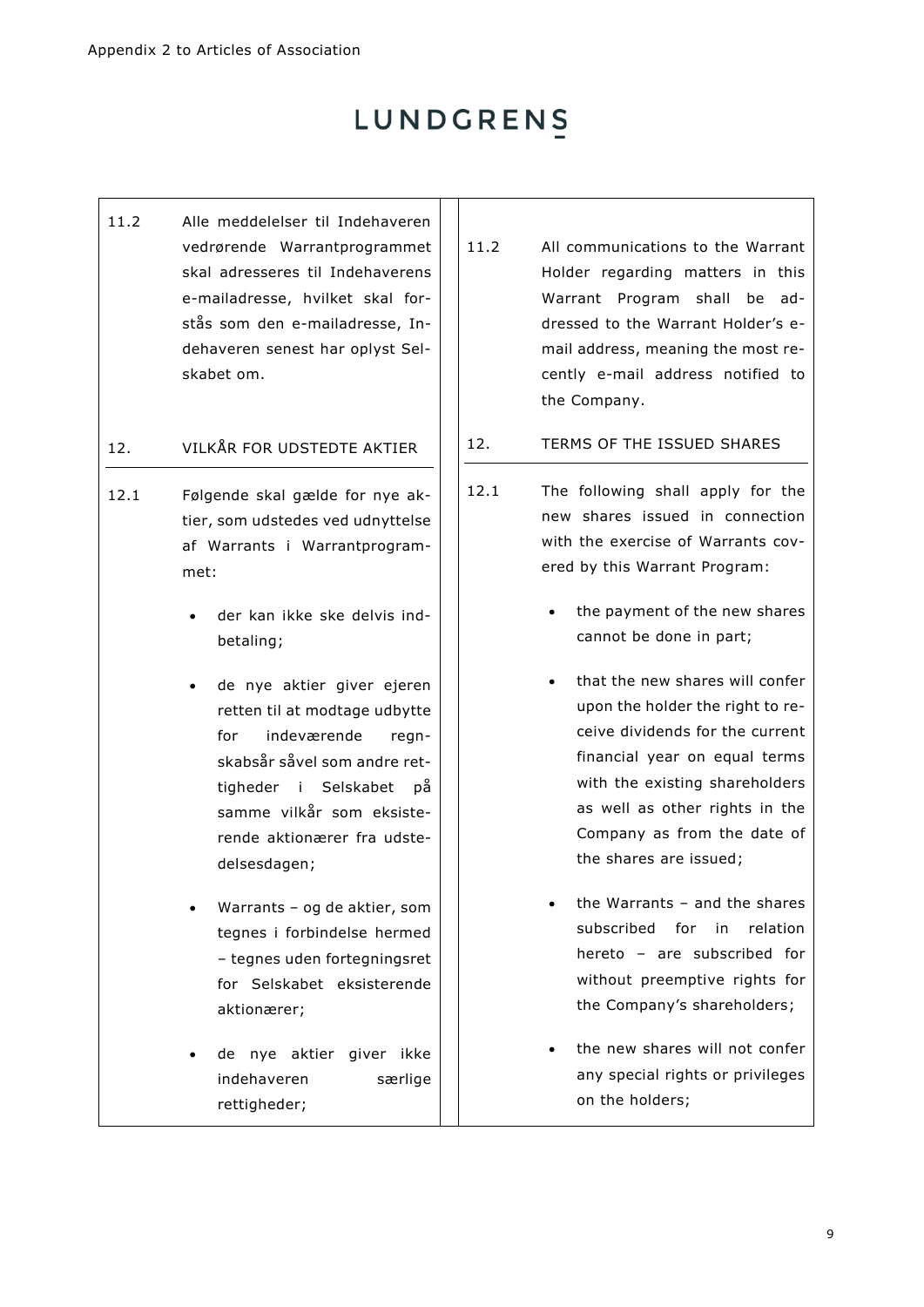| | |
|---|---|
| 11.2 Alle meddelelser til Indehaveren vedrørende Warrantprogrammet skal adresseres til Indehaverens e-mailadresse, hvilket skal forstås som den e-mailadresse, Indehaveren senest har oplyst Selskabet om. | 11.2 All communications to the Warrant Holder regarding matters in this Warrant Program shall be addressed to the Warrant Holder's e-mail address, meaning the most recently e-mail address notified to the Company. |
| **12. VILKÅR FOR UDSTEDTE AKTIER** | **12. TERMS OF THE ISSUED SHARES** |
| 12.1 Følgende skal gælde for nye aktier, som udstedes ved udnyttelse af Warrants i Warrantprogrammet: | 12.1 The following shall apply for the new shares issued in connection with the exercise of Warrants covered by this Warrant Program: |
| • der kan ikke ske delvis indbetaling; | • the payment of the new shares cannot be done in part; |
| • de nye aktier giver ejeren retten til at modtage udbytte for indeværende regnskabsår såvel som andre rettigheder i Selskabet på samme vilkår som eksisterende aktionærer fra udstedelsesdagen; | • that the new shares will confer upon the holder the right to receive dividends for the current financial year on equal terms with the existing shareholders as well as other rights in the Company as from the date of the shares are issued; |
| • Warrants – og de aktier, som tegnes i forbindelse hermed – tegnes uden fortegningsret for Selskabet eksisterende aktionærer; | • the Warrants – and the shares subscribed for in relation hereto – are subscribed for without preemptive rights for the Company's shareholders; |
| • de nye aktier giver ikke indehaveren særlige rettigheder; | • the new shares will not confer any special rights or privileges on the holders; |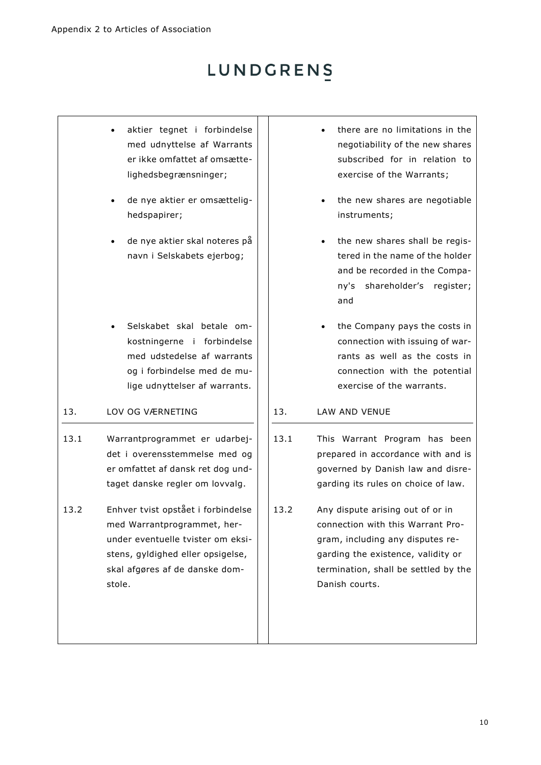| | |
|---|---|
| • aktier tegnet i forbindelse med udnyttelse af Warrants er ikke omfattet af omsættelighedsbegrænsninger; | • there are no limitations in the negotiability of the new shares subscribed for in relation to exercise of the Warrants; |
| • de nye aktier er omsætteligheds­papirer; | • the new shares are negotiable instruments; |
| • de nye aktier skal noteres på navn i Selskabets ejerbog; | • the new shares shall be registered in the name of the holder and be recorded in the Company's shareholder's register; and |
| • Selskabet skal betale omkostningerne i forbindelse med udstedelse af warrants og i forbindelse med de mulige udnyttelser af warrants. | • the Company pays the costs in connection with issuing of warrants as well as the costs in connection with the potential exercise of the warrants. |
| **13. LOV OG VÆRNETING** | **13. LAW AND VENUE** |
| 13.1 Warrantprogrammet er udarbejdet i overensstemmelse med og er omfattet af dansk ret dog undtaget danske regler om lovvalg. | 13.1 This Warrant Program has been prepared in accordance with and is governed by Danish law and disregarding its rules on choice of law. |
| 13.2 Enhver tvist opstået i forbindelse med Warrantprogrammet, herunder eventuelle tvister om eksistens, gyldighed eller opsigelse, skal afgøres af de danske domstole. | 13.2 Any dispute arising out of or in connection with this Warrant Program, including any disputes regarding the existence, validity or termination, shall be settled by the Danish courts. |